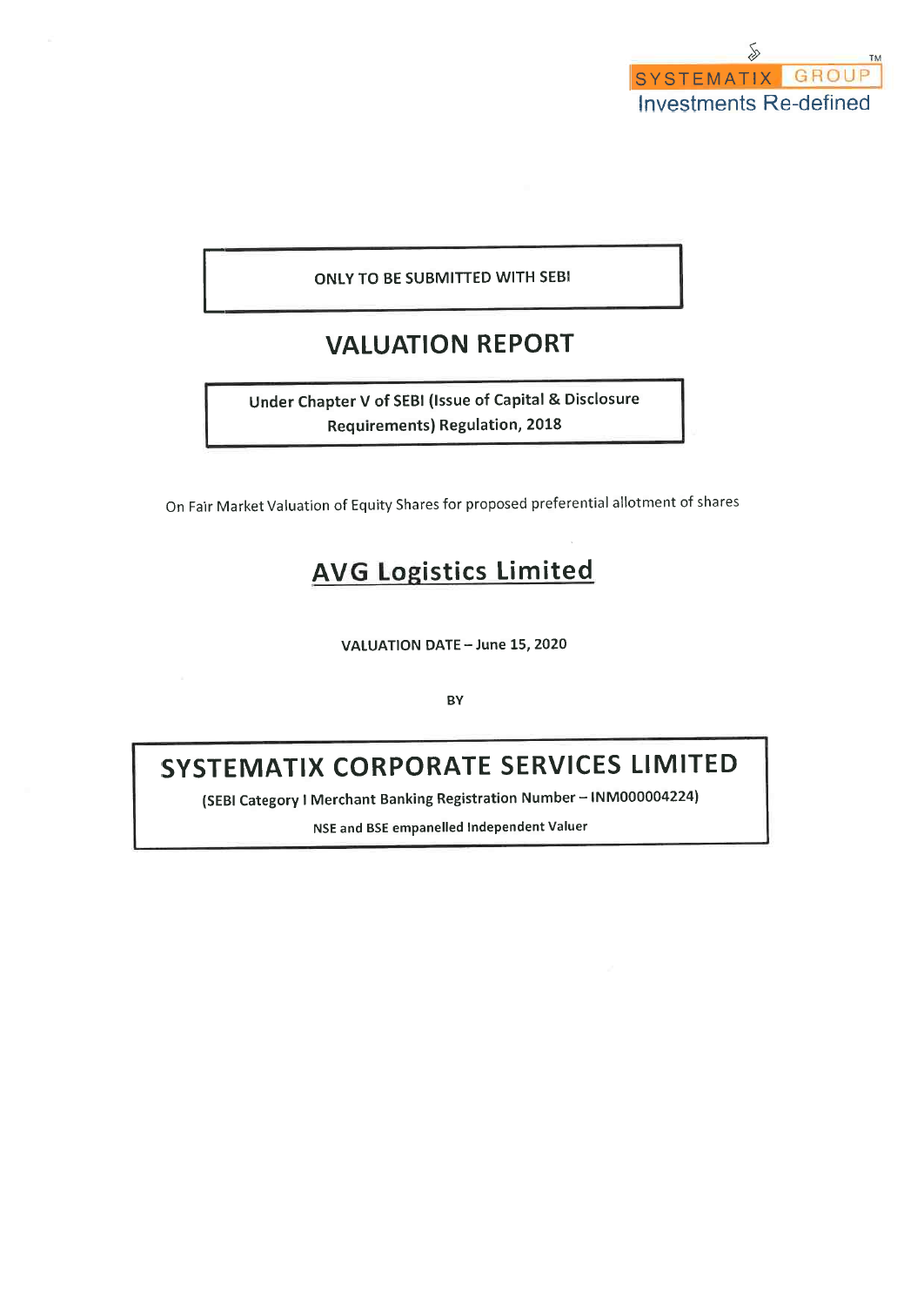SYSTEMATIX GROUP™
Investments Re-defined

ONLY TO BE SUBMITTED WITH SEBI

# VALUATION REPORT

**Under Chapter V of SEBI (Issue of Capital & Disclosure Requirements) Regulation, 2018**

On Fair Market Valuation of Equity Shares for proposed preferential allotment of shares

## AVG Logistics Limited

**VALUATION DATE – June 15, 2020**

**BY**

## SYSTEMATIX CORPORATE SERVICES LIMITED

**(SEBI Category I Merchant Banking Registration Number – INM000004224)**

**NSE and BSE empanelled Independent Valuer**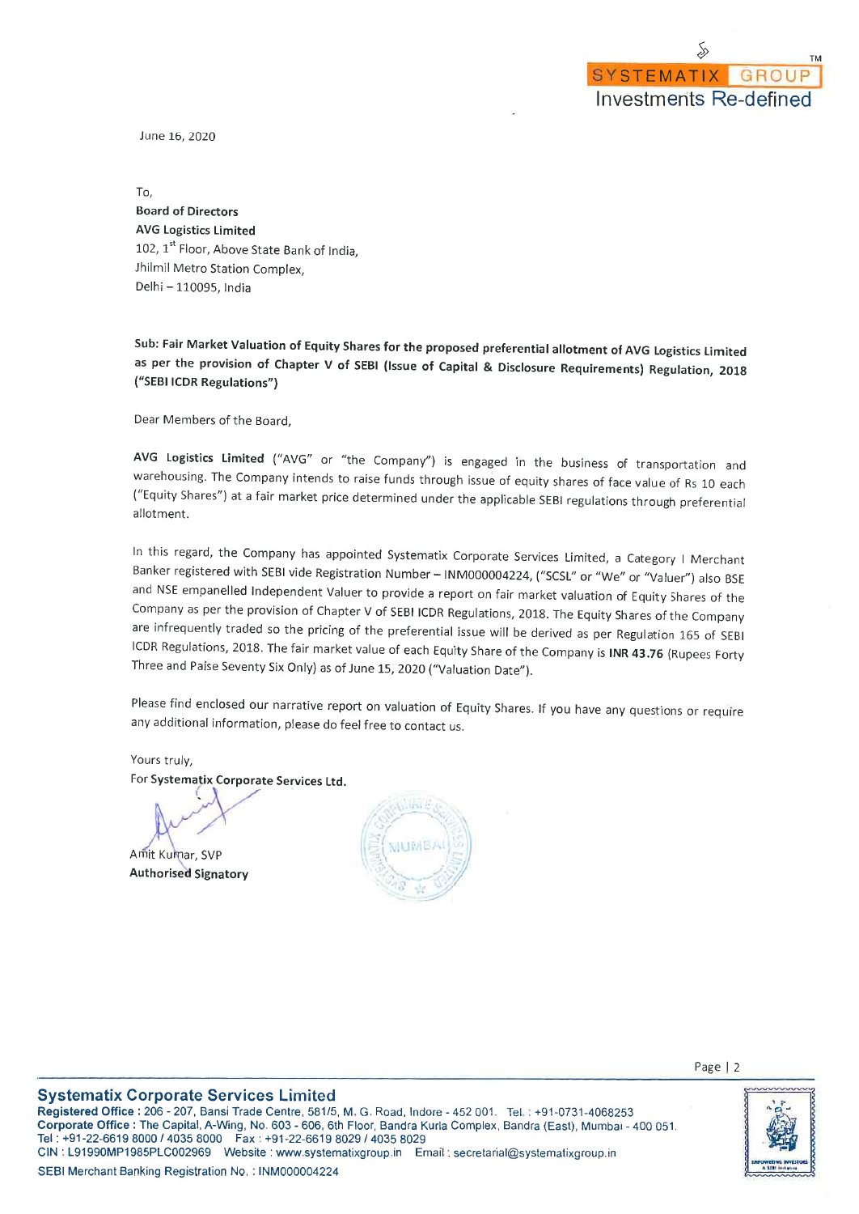June 16, 2020

To,
**Board of Directors**
**AVG Logistics Limited**
102, 1st Floor, Above State Bank of India,
Jhilmil Metro Station Complex,
Delhi – 110095, India

**Sub: Fair Market Valuation of Equity Shares for the proposed preferential allotment of AVG Logistics Limited as per the provision of Chapter V of SEBI (Issue of Capital & Disclosure Requirements) Regulation, 2018 ("SEBI ICDR Regulations")**

Dear Members of the Board,

**AVG Logistics Limited** ("AVG" or "the Company") is engaged in the business of transportation and warehousing. The Company intends to raise funds through issue of equity shares of face value of Rs 10 each ("Equity Shares") at a fair market price determined under the applicable SEBI regulations through preferential allotment.

In this regard, the Company has appointed Systematix Corporate Services Limited, a Category I Merchant Banker registered with SEBI vide Registration Number – INM000004224, ("SCSL" or "We" or "Valuer") also BSE and NSE empanelled Independent Valuer to provide a report on fair market valuation of Equity Shares of the Company as per the provision of Chapter V of SEBI ICDR Regulations, 2018. The Equity Shares of the Company are infrequently traded so the pricing of the preferential issue will be derived as per Regulation 165 of SEBI ICDR Regulations, 2018. The fair market value of each Equity Share of the Company is **INR 43.76** (Rupees Forty Three and Paise Seventy Six Only) as of June 15, 2020 ("Valuation Date").

Please find enclosed our narrative report on valuation of Equity Shares. If you have any questions or require any additional information, please do feel free to contact us.

Yours truly,
For **Systematix Corporate Services Ltd.**

Amit Kumar, SVP
**Authorised Signatory**

**Systematix Corporate Services Limited**
**Registered Office :** 206 - 207, Bansi Trade Centre, 581/5, M. G. Road, Indore - 452 001. Tel. : +91-0731-4068253
**Corporate Office :** The Capital, A-Wing, No. 603 - 606, 6th Floor, Bandra Kurla Complex, Bandra (East), Mumbai - 400 051.
Tel : +91-22-6619 8000 / 4035 8000 Fax : +91-22-6619 8029 / 4035 8029
CIN : L91990MP1985PLC002969 Website : www.systematixgroup.in Email : secretarial@systematixgroup.in
SEBI Merchant Banking Registration No. : INM000004224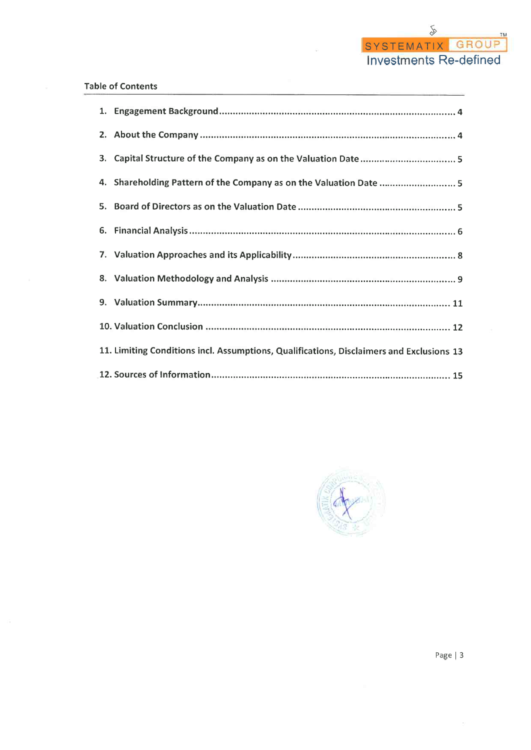## Table of Contents

1. Engagement Background ........................................ 4
2. About the Company ........................................ 4
3. Capital Structure of the Company as on the Valuation Date ........................................ 5
4. Shareholding Pattern of the Company as on the Valuation Date ........................................ 5
5. Board of Directors as on the Valuation Date ........................................ 5
6. Financial Analysis ........................................ 6
7. Valuation Approaches and its Applicability ........................................ 8
8. Valuation Methodology and Analysis ........................................ 9
9. Valuation Summary ........................................ 11
10. Valuation Conclusion ........................................ 12
11. Limiting Conditions incl. Assumptions, Qualifications, Disclaimers and Exclusions 13
12. Sources of Information ........................................ 15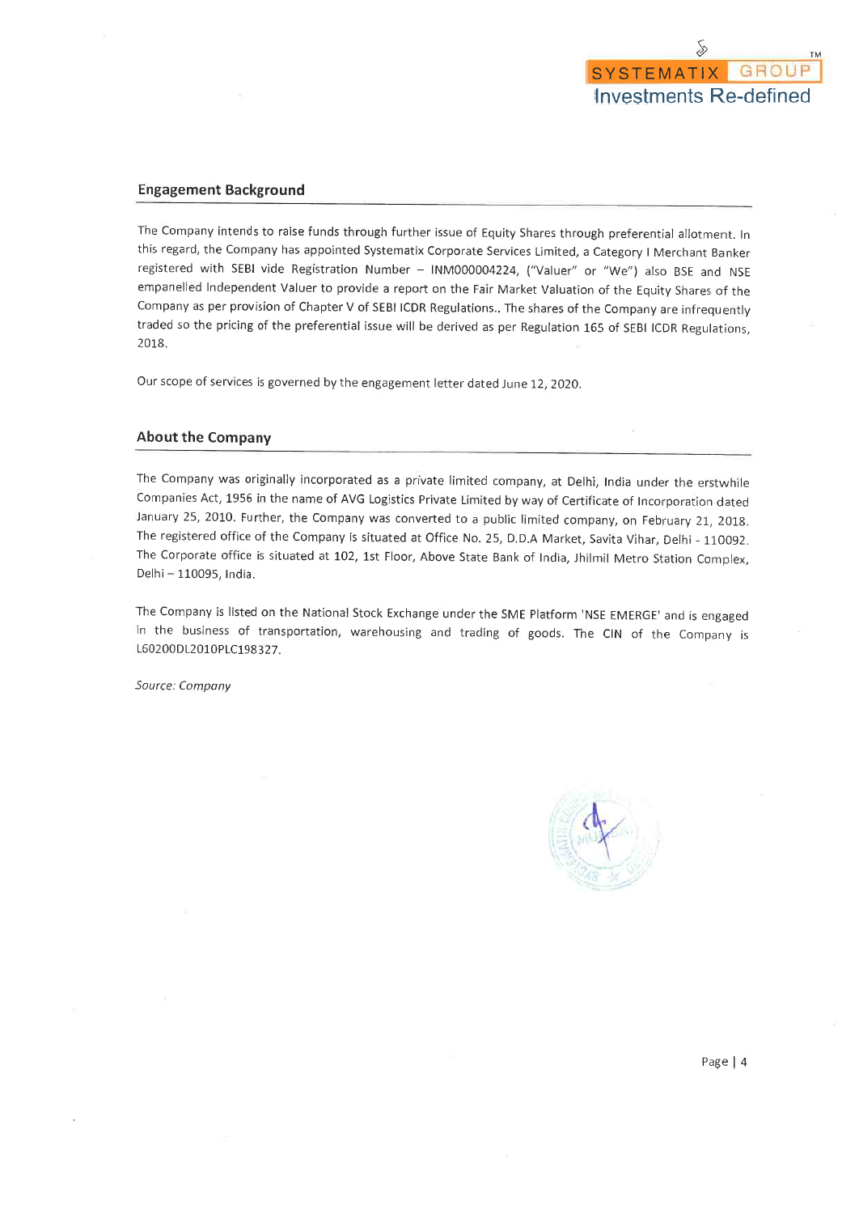## Engagement Background

The Company intends to raise funds through further issue of Equity Shares through preferential allotment. In this regard, the Company has appointed Systematix Corporate Services Limited, a Category I Merchant Banker registered with SEBI vide Registration Number – INM000004224, ("Valuer" or "We") also BSE and NSE empanelled Independent Valuer to provide a report on the Fair Market Valuation of the Equity Shares of the Company as per provision of Chapter V of SEBI ICDR Regulations.. The shares of the Company are infrequently traded so the pricing of the preferential issue will be derived as per Regulation 165 of SEBI ICDR Regulations, 2018.

Our scope of services is governed by the engagement letter dated June 12, 2020.

## About the Company

The Company was originally incorporated as a private limited company, at Delhi, India under the erstwhile Companies Act, 1956 in the name of AVG Logistics Private Limited by way of Certificate of Incorporation dated January 25, 2010. Further, the Company was converted to a public limited company, on February 21, 2018. The registered office of the Company is situated at Office No. 25, D.D.A Market, Savita Vihar, Delhi - 110092. The Corporate office is situated at 102, 1st Floor, Above State Bank of India, Jhilmil Metro Station Complex, Delhi – 110095, India.

The Company is listed on the National Stock Exchange under the SME Platform 'NSE EMERGE' and is engaged in the business of transportation, warehousing and trading of goods. The CIN of the Company is L60200DL2010PLC198327.

*Source: Company*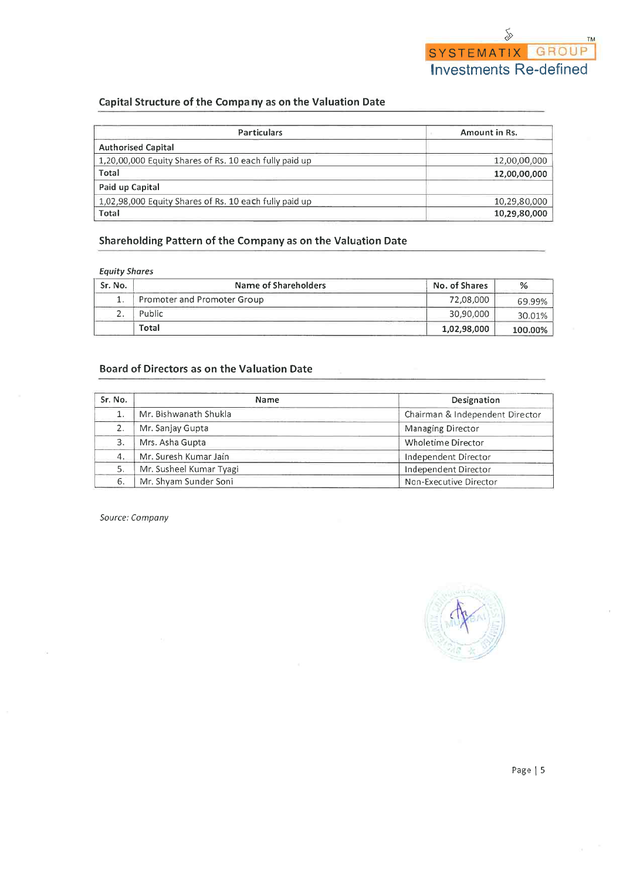## Capital Structure of the Company as on the Valuation Date

| Particulars | Amount in Rs. |
|---|---|
| **Authorised Capital** | |
| 1,20,00,000 Equity Shares of Rs. 10 each fully paid up | 12,00,00,000 |
| **Total** | **12,00,00,000** |
| **Paid up Capital** | |
| 1,02,98,000 Equity Shares of Rs. 10 each fully paid up | 10,29,80,000 |
| **Total** | **10,29,80,000** |

## Shareholding Pattern of the Company as on the Valuation Date

*Equity Shares*

| Sr. No. | Name of Shareholders | No. of Shares | % |
|---|---|---|---|
| 1. | Promoter and Promoter Group | 72,08,000 | 69.99% |
| 2. | Public | 30,90,000 | 30.01% |
| | **Total** | **1,02,98,000** | **100.00%** |

## Board of Directors as on the Valuation Date

| Sr. No. | Name | Designation |
|---|---|---|
| 1. | Mr. Bishwanath Shukla | Chairman & Independent Director |
| 2. | Mr. Sanjay Gupta | Managing Director |
| 3. | Mrs. Asha Gupta | Wholetime Director |
| 4. | Mr. Suresh Kumar Jain | Independent Director |
| 5. | Mr. Susheel Kumar Tyagi | Independent Director |
| 6. | Mr. Shyam Sunder Soni | Non-Executive Director |

*Source: Company*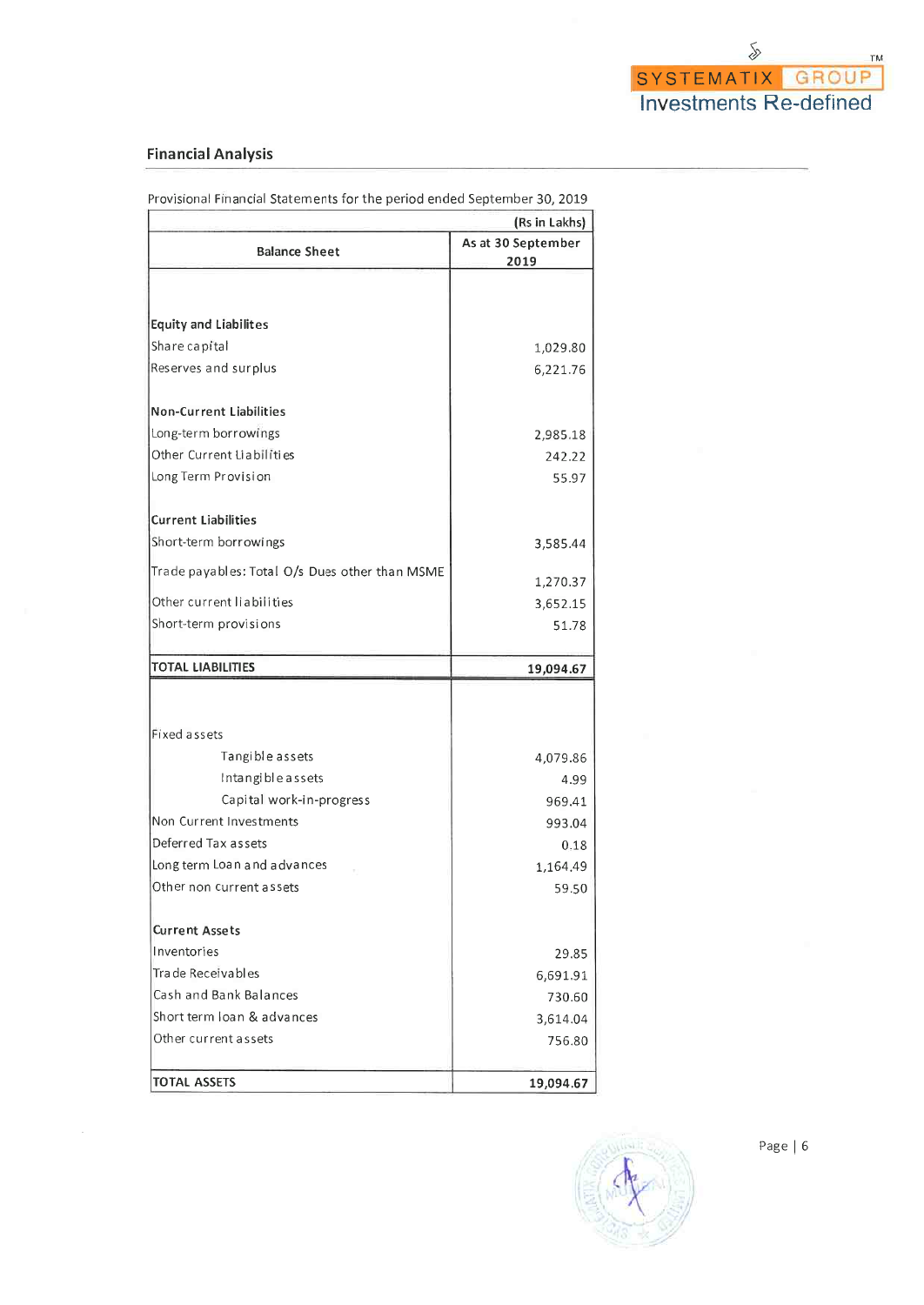## Financial Analysis

Provisional Financial Statements for the period ended September 30, 2019

| Balance Sheet | (Rs in Lakhs) As at 30 September 2019 |
|---|---|
| **Equity and Liabilites** | |
| Share capital | 1,029.80 |
| Reserves and surplus | 6,221.76 |
| **Non-Current Liabilities** | |
| Long-term borrowings | 2,985.18 |
| Other Current Liabilities | 242.22 |
| Long Term Provision | 55.97 |
| **Current Liabilities** | |
| Short-term borrowings | 3,585.44 |
| Trade payables: Total O/s Dues other than MSME | 1,270.37 |
| Other current liabilities | 3,652.15 |
| Short-term provisions | 51.78 |
| **TOTAL LIABILITIES** | **19,094.67** |
| Fixed assets | |
| Tangible assets | 4,079.86 |
| Intangible assets | 4.99 |
| Capital work-in-progress | 969.41 |
| Non Current Investments | 993.04 |
| Deferred Tax assets | 0.18 |
| Long term Loan and advances | 1,164.49 |
| Other non current assets | 59.50 |
| **Current Assets** | |
| Inventories | 29.85 |
| Trade Receivables | 6,691.91 |
| Cash and Bank Balances | 730.60 |
| Short term loan & advances | 3,614.04 |
| Other current assets | 756.80 |
| **TOTAL ASSETS** | **19,094.67** |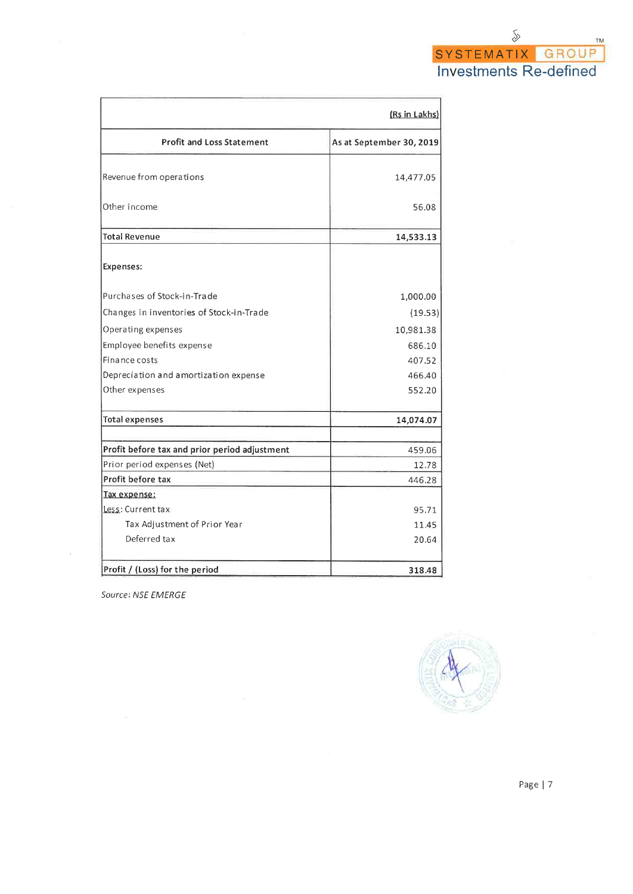| Profit and Loss Statement | (Rs in Lakhs) As at September 30, 2019 |
|---|---|
| Revenue from operations | 14,477.05 |
| Other income | 56.08 |
| **Total Revenue** | **14,533.13** |
| **Expenses:** | |
| Purchases of Stock-in-Trade | 1,000.00 |
| Changes in inventories of Stock-in-Trade | (19.53) |
| Operating expenses | 10,981.38 |
| Employee benefits expense | 686.10 |
| Finance costs | 407.52 |
| Depreciation and amortization expense | 466.40 |
| Other expenses | 552.20 |
| **Total expenses** | **14,074.07** |
| | |
| **Profit before tax and prior period adjustment** | 459.06 |
| Prior period expenses (Net) | 12.78 |
| **Profit before tax** | 446.28 |
| Tax expense: | |
| Less: Current tax | 95.71 |
| Tax Adjustment of Prior Year | 11.45 |
| Deferred tax | 20.64 |
| **Profit / (Loss) for the period** | **318.48** |

*Source: NSE EMERGE*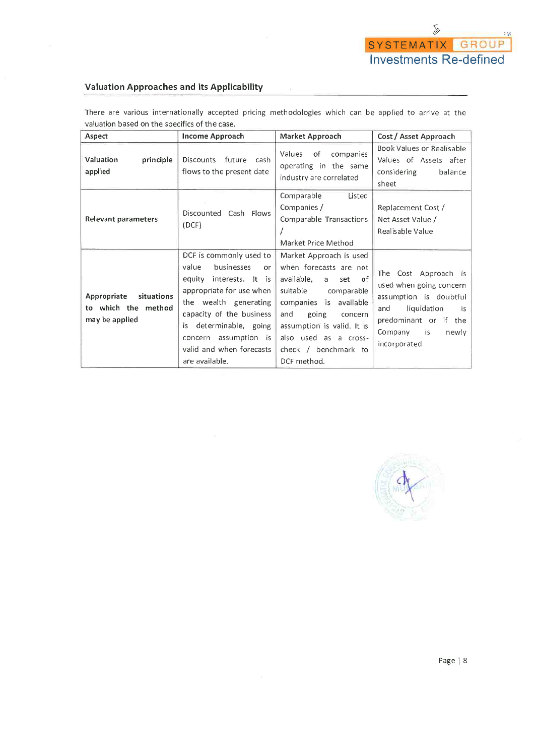## Valuation Approaches and its Applicability

There are various internationally accepted pricing methodologies which can be applied to arrive at the valuation based on the specifics of the case.

| Aspect | Income Approach | Market Approach | Cost / Asset Approach |
|---|---|---|---|
| **Valuation principle applied** | Discounts future cash flows to the present date | Values of companies operating in the same industry are correlated | Book Values or Realisable Values of Assets after considering balance sheet |
| **Relevant parameters** | Discounted Cash Flows (DCF) | Comparable Listed Companies / Comparable Transactions / Market Price Method | Replacement Cost / Net Asset Value / Realisable Value |
| **Appropriate situations to which the method may be applied** | DCF is commonly used to value businesses or equity interests. It is appropriate for use when the wealth generating capacity of the business is determinable, going concern assumption is valid and when forecasts are available. | Market Approach is used when forecasts are not available, a set of suitable comparable companies is available and going concern assumption is valid. It is also used as a cross-check / benchmark to DCF method. | The Cost Approach is used when going concern assumption is doubtful and liquidation is predominant or if the Company is newly incorporated. |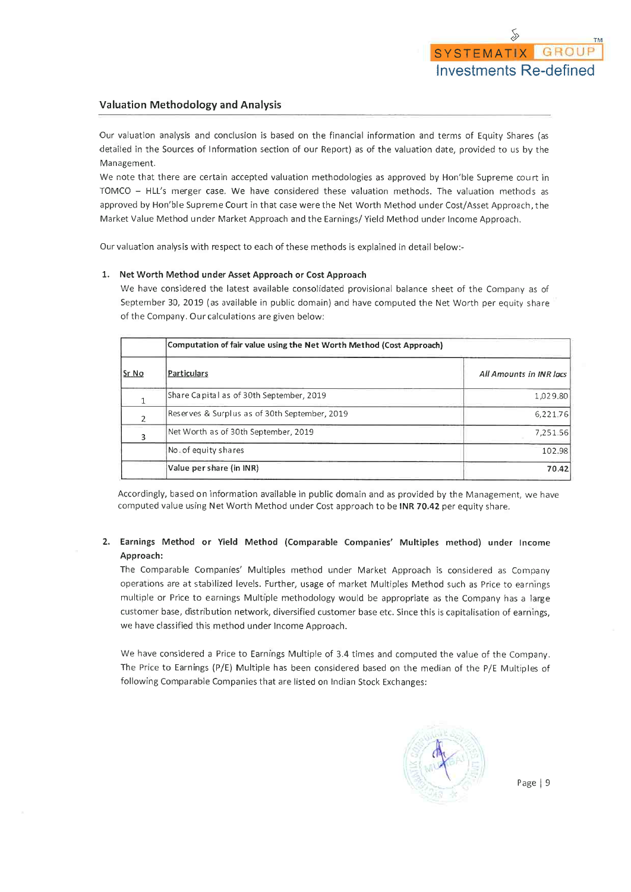## Valuation Methodology and Analysis

Our valuation analysis and conclusion is based on the financial information and terms of Equity Shares (as detailed in the Sources of Information section of our Report) as of the valuation date, provided to us by the Management.

We note that there are certain accepted valuation methodologies as approved by Hon'ble Supreme court in TOMCO – HLL's merger case. We have considered these valuation methods. The valuation methods as approved by Hon'ble Supreme Court in that case were the Net Worth Method under Cost/Asset Approach, the Market Value Method under Market Approach and the Earnings/ Yield Method under Income Approach.

Our valuation analysis with respect to each of these methods is explained in detail below:-

1. **Net Worth Method under Asset Approach or Cost Approach**

   We have considered the latest available consolidated provisional balance sheet of the Company as of September 30, 2019 (as available in public domain) and have computed the Net Worth per equity share of the Company. Our calculations are given below:

| | **Computation of fair value using the Net Worth Method (Cost Approach)** | |
|---|---|---|
| Sr No | Particulars | *All Amounts in INR lacs* |
| 1 | Share Capital as of 30th September, 2019 | 1,029.80 |
| 2 | Reserves & Surplus as of 30th September, 2019 | 6,221.76 |
| 3 | Net Worth as of 30th September, 2019 | 7,251.56 |
| | No. of equity shares | 102.98 |
| | **Value per share (in INR)** | **70.42** |

   Accordingly, based on information available in public domain and as provided by the Management, we have computed value using Net Worth Method under Cost approach to be **INR 70.42** per equity share.

2. **Earnings Method or Yield Method (Comparable Companies' Multiples method) under Income Approach:**

   The Comparable Companies' Multiples method under Market Approach is considered as Company operations are at stabilized levels. Further, usage of market Multiples Method such as Price to earnings multiple or Price to earnings Multiple methodology would be appropriate as the Company has a large customer base, distribution network, diversified customer base etc. Since this is capitalisation of earnings, we have classified this method under Income Approach.

   We have considered a Price to Earnings Multiple of 3.4 times and computed the value of the Company. The Price to Earnings (P/E) Multiple has been considered based on the median of the P/E Multiples of following Comparable Companies that are listed on Indian Stock Exchanges: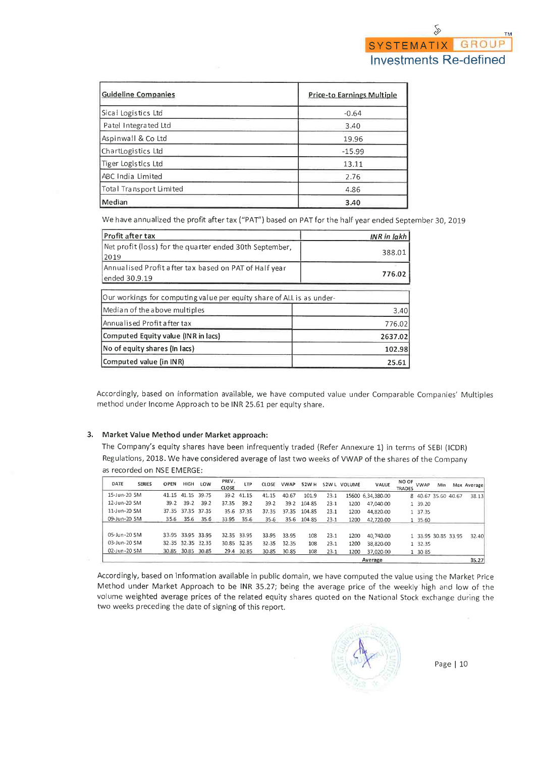| Guideline Companies | Price-to Earnings Multiple |
|---|---|
| Sical Logistics Ltd | -0.64 |
| Patel Integrated Ltd | 3.40 |
| Aspinwall & Co Ltd | 19.96 |
| ChartLogistics Ltd | -15.99 |
| Tiger Logistics Ltd | 13.11 |
| ABC India Limited | 2.76 |
| Total Transport Limited | 4.86 |
| **Median** | **3.40** |

We have annualized the profit after tax ("PAT") based on PAT for the half year ended September 30, 2019

| Profit after tax | *INR in lakh* |
|---|---|
| Net profit (loss) for the quarter ended 30th September, 2019 | 388.01 |
| Annualised Profit after tax based on PAT of Half year ended 30.9.19 | **776.02** |

| Our workings for computing value per equity share of ALL is as under- | |
|---|---|
| Median of the above multiples | 3.40 |
| Annualised Profit after tax | 776.02 |
| **Computed Equity value (INR in lacs)** | **2637.02** |
| **No of equity shares (In lacs)** | **102.98** |
| **Computed value (in INR)** | **25.61** |

Accordingly, based on information available, we have computed value under Comparable Companies' Multiples method under Income Approach to be INR 25.61 per equity share.

### 3. Market Value Method under Market approach:

The Company's equity shares have been infrequently traded (Refer Annexure 1) in terms of SEBI (ICDR) Regulations, 2018. We have considered average of last two weeks of VWAP of the shares of the Company as recorded on NSE EMERGE:

| DATE | SERIES | OPEN | HIGH | LOW | PREV. CLOSE | LTP | CLOSE | VWAP | 52W H | 52W L | VOLUME | VALUE | NO OF TRADES | VWAP | Min | Max | Average |
|---|---|---|---|---|---|---|---|---|---|---|---|---|---|---|---|---|---|
| 15-Jun-20 | SM | 41.15 | 41.15 | 39.75 | 39.2 | 41.15 | 41.15 | 40.67 | 101.9 | 23.1 | 15600 | 6,34,380.00 | 8 | 40.67 | 35.60 | 40.67 | 38.13 |
| 12-Jun-20 | SM | 39.2 | 39.2 | 39.2 | 37.35 | 39.2 | 39.2 | 39.2 | 104.85 | 23.1 | 1200 | 47,040.00 | 1 | 39.20 | | | |
| 11-Jun-20 | SM | 37.35 | 37.35 | 37.35 | 35.6 | 37.35 | 37.35 | 37.35 | 104.85 | 23.1 | 1200 | 44,820.00 | 1 | 37.35 | | | |
| 09-Jun-20 | SM | 35.6 | 35.6 | 35.6 | 33.95 | 35.6 | 35.6 | 35.6 | 104.85 | 23.1 | 1200 | 42,720.00 | 1 | 35.60 | | | |
| | | | | | | | | | | | | | | | | | |
| 05-Jun-20 | SM | 33.95 | 33.95 | 33.95 | 32.35 | 33.95 | 33.95 | 33.95 | 108 | 23.1 | 1200 | 40,740.00 | 1 | 33.95 | 30.85 | 33.95 | 32.40 |
| 03-Jun-20 | SM | 32.35 | 32.35 | 32.35 | 30.85 | 32.35 | 32.35 | 32.35 | 108 | 23.1 | 1200 | 38,820.00 | 1 | 32.35 | | | |
| 02-Jun-20 | SM | 30.85 | 30.85 | 30.85 | 29.4 | 30.85 | 30.85 | 30.85 | 108 | 23.1 | 1200 | 37,020.00 | 1 | 30.85 | | | |
| | | | | | | | | | | | | Average | | | | | 35.27 |

Accordingly, based on information available in public domain, we have computed the value using the Market Price Method under Market Approach to be INR 35.27; being the average price of the weekly high and low of the volume weighted average prices of the related equity shares quoted on the National Stock exchange during the two weeks preceding the date of signing of this report.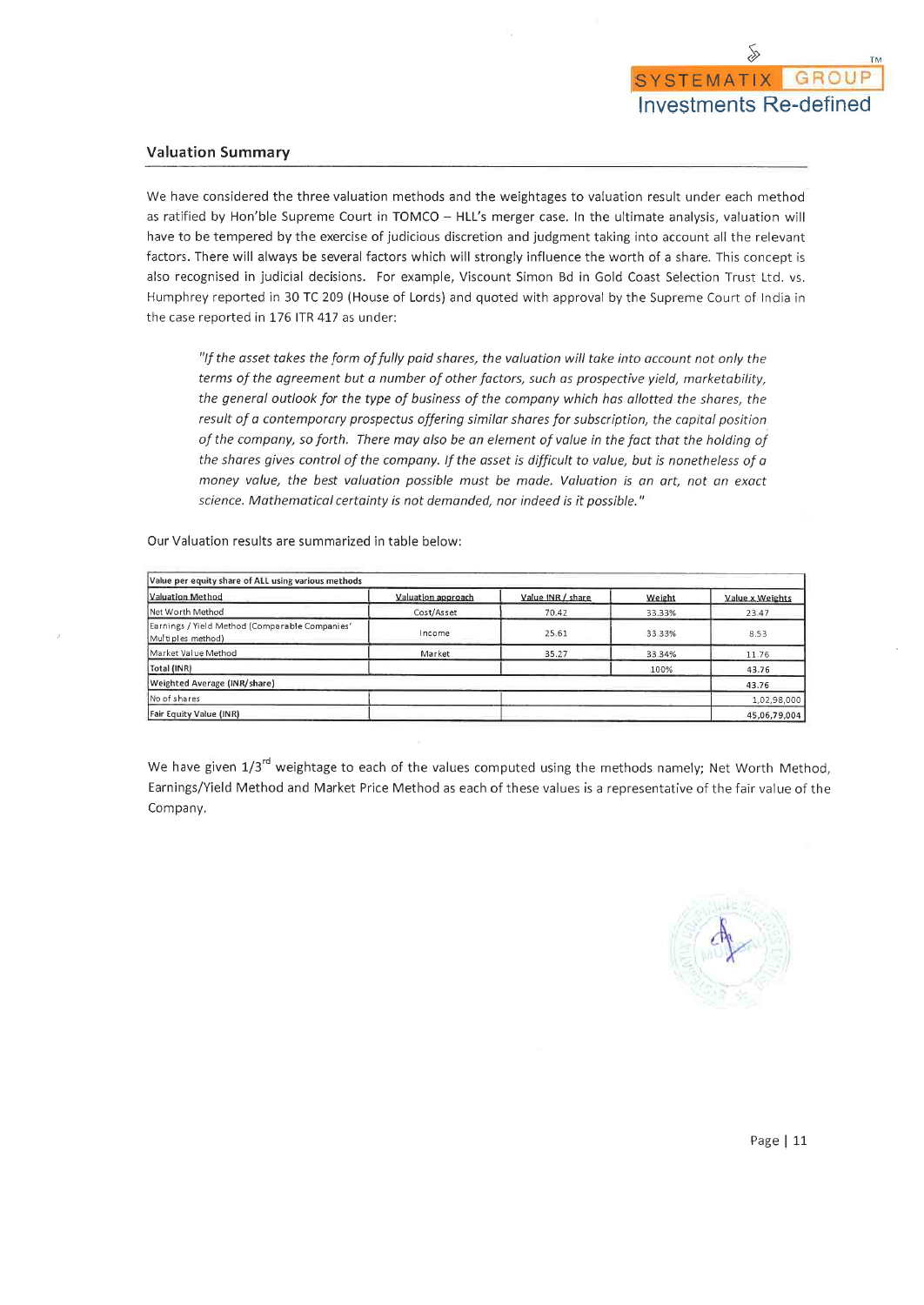## Valuation Summary

We have considered the three valuation methods and the weightages to valuation result under each method as ratified by Hon'ble Supreme Court in TOMCO – HLL's merger case. In the ultimate analysis, valuation will have to be tempered by the exercise of judicious discretion and judgment taking into account all the relevant factors. There will always be several factors which will strongly influence the worth of a share. This concept is also recognised in judicial decisions. For example, Viscount Simon Bd in Gold Coast Selection Trust Ltd. vs. Humphrey reported in 30 TC 209 (House of Lords) and quoted with approval by the Supreme Court of India in the case reported in 176 ITR 417 as under:

> *"If the asset takes the form of fully paid shares, the valuation will take into account not only the terms of the agreement but a number of other factors, such as prospective yield, marketability, the general outlook for the type of business of the company which has allotted the shares, the result of a contemporary prospectus offering similar shares for subscription, the capital position of the company, so forth. There may also be an element of value in the fact that the holding of the shares gives control of the company. If the asset is difficult to value, but is nonetheless of a money value, the best valuation possible must be made. Valuation is an art, not an exact science. Mathematical certainty is not demanded, nor indeed is it possible."*

Our Valuation results are summarized in table below:

| **Value per equity share of ALL using various methods** | | | | |
|---|---|---|---|---|
| Valuation Method | Valuation approach | Value INR / share | Weight | Value x Weights |
| Net Worth Method | Cost/Asset | 70.42 | 33.33% | 23.47 |
| Earnings / Yield Method (Comparable Companies' Multiples method) | Income | 25.61 | 33.33% | 8.53 |
| Market Value Method | Market | 35.27 | 33.34% | 11.76 |
| **Total (INR)** | | | 100% | 43.76 |
| **Weighted Average (INR/share)** | | | | **43.76** |
| No of shares | | | | 1,02,98,000 |
| **Fair Equity Value (INR)** | | | | 45,06,79,004 |

We have given 1/3[rd] weightage to each of the values computed using the methods namely; Net Worth Method, Earnings/Yield Method and Market Price Method as each of these values is a representative of the fair value of the Company.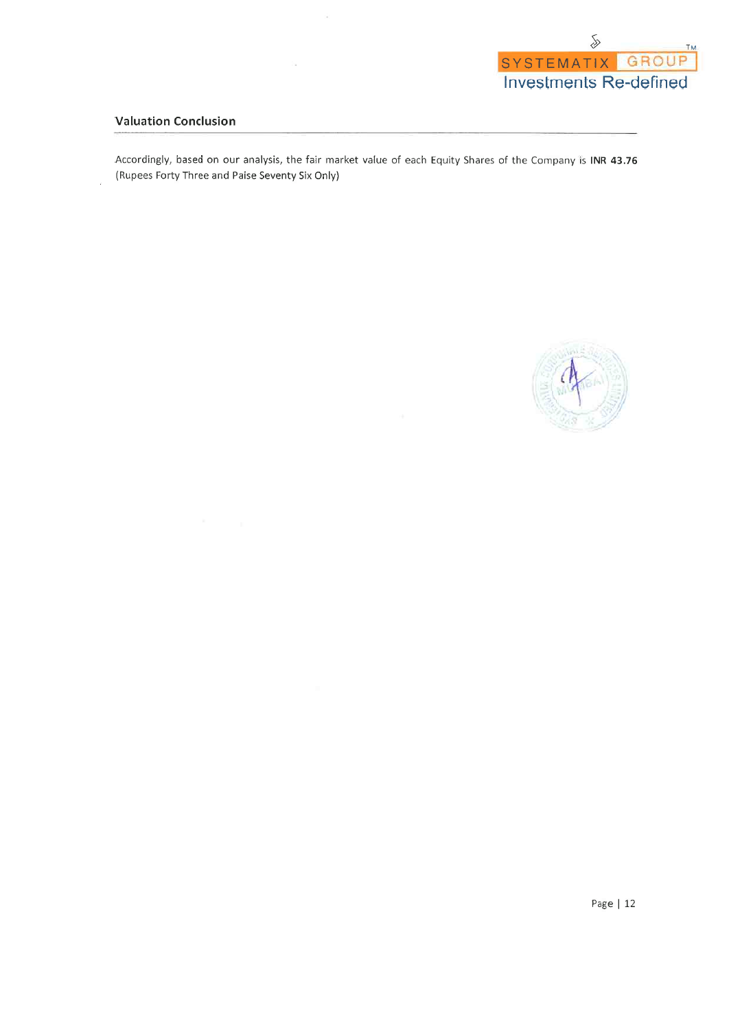## Valuation Conclusion

Accordingly, based on our analysis, the fair market value of each Equity Shares of the Company is **INR 43.76** (Rupees Forty Three and Paise Seventy Six Only)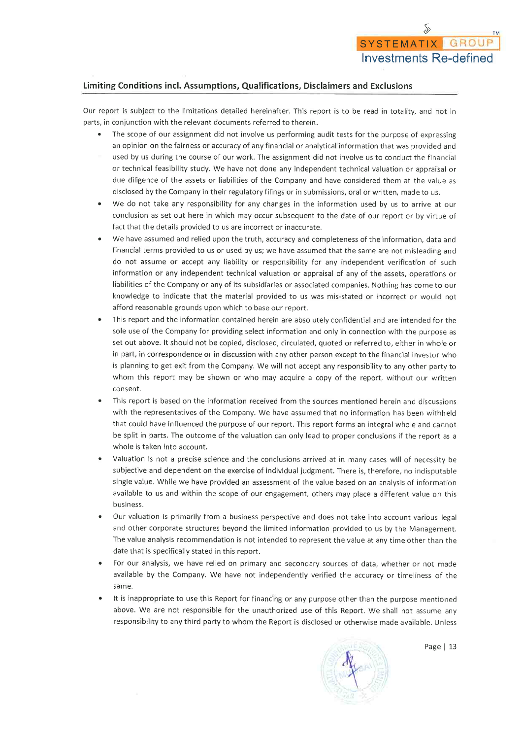## Limiting Conditions incl. Assumptions, Qualifications, Disclaimers and Exclusions

Our report is subject to the limitations detailed hereinafter. This report is to be read in totality, and not in parts, in conjunction with the relevant documents referred to therein.

- The scope of our assignment did not involve us performing audit tests for the purpose of expressing an opinion on the fairness or accuracy of any financial or analytical information that was provided and used by us during the course of our work. The assignment did not involve us to conduct the financial or technical feasibility study. We have not done any independent technical valuation or appraisal or due diligence of the assets or liabilities of the Company and have considered them at the value as disclosed by the Company in their regulatory filings or in submissions, oral or written, made to us.
- We do not take any responsibility for any changes in the information used by us to arrive at our conclusion as set out here in which may occur subsequent to the date of our report or by virtue of fact that the details provided to us are incorrect or inaccurate.
- We have assumed and relied upon the truth, accuracy and completeness of the information, data and financial terms provided to us or used by us; we have assumed that the same are not misleading and do not assume or accept any liability or responsibility for any independent verification of such information or any independent technical valuation or appraisal of any of the assets, operations or liabilities of the Company or any of its subsidiaries or associated companies. Nothing has come to our knowledge to indicate that the material provided to us was mis-stated or incorrect or would not afford reasonable grounds upon which to base our report.
- This report and the information contained herein are absolutely confidential and are intended for the sole use of the Company for providing select information and only in connection with the purpose as set out above. It should not be copied, disclosed, circulated, quoted or referred to, either in whole or in part, in correspondence or in discussion with any other person except to the financial investor who is planning to get exit from the Company. We will not accept any responsibility to any other party to whom this report may be shown or who may acquire a copy of the report, without our written consent.
- This report is based on the information received from the sources mentioned herein and discussions with the representatives of the Company. We have assumed that no information has been withheld that could have influenced the purpose of our report. This report forms an integral whole and cannot be split in parts. The outcome of the valuation can only lead to proper conclusions if the report as a whole is taken into account.
- Valuation is not a precise science and the conclusions arrived at in many cases will of necessity be subjective and dependent on the exercise of individual judgment. There is, therefore, no indisputable single value. While we have provided an assessment of the value based on an analysis of information available to us and within the scope of our engagement, others may place a different value on this business.
- Our valuation is primarily from a business perspective and does not take into account various legal and other corporate structures beyond the limited information provided to us by the Management. The value analysis recommendation is not intended to represent the value at any time other than the date that is specifically stated in this report.
- For our analysis, we have relied on primary and secondary sources of data, whether or not made available by the Company. We have not independently verified the accuracy or timeliness of the same.
- It is inappropriate to use this Report for financing or any purpose other than the purpose mentioned above. We are not responsible for the unauthorized use of this Report. We shall not assume any responsibility to any third party to whom the Report is disclosed or otherwise made available. Unless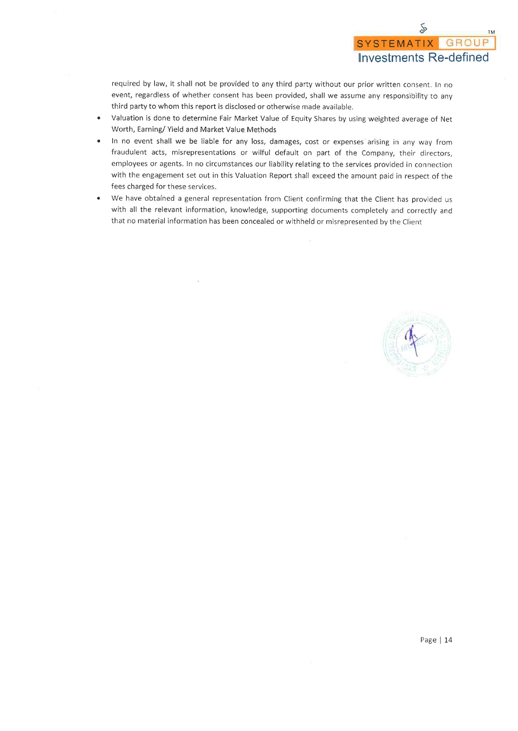required by law, it shall not be provided to any third party without our prior written consent. In no event, regardless of whether consent has been provided, shall we assume any responsibility to any third party to whom this report is disclosed or otherwise made available.

- Valuation is done to determine Fair Market Value of Equity Shares by using weighted average of Net Worth, Earning/ Yield and Market Value Methods
- In no event shall we be liable for any loss, damages, cost or expenses arising in any way from fraudulent acts, misrepresentations or wilful default on part of the Company, their directors, employees or agents. In no circumstances our liability relating to the services provided in connection with the engagement set out in this Valuation Report shall exceed the amount paid in respect of the fees charged for these services.
- We have obtained a general representation from Client confirming that the Client has provided us with all the relevant information, knowledge, supporting documents completely and correctly and that no material information has been concealed or withheld or misrepresented by the Client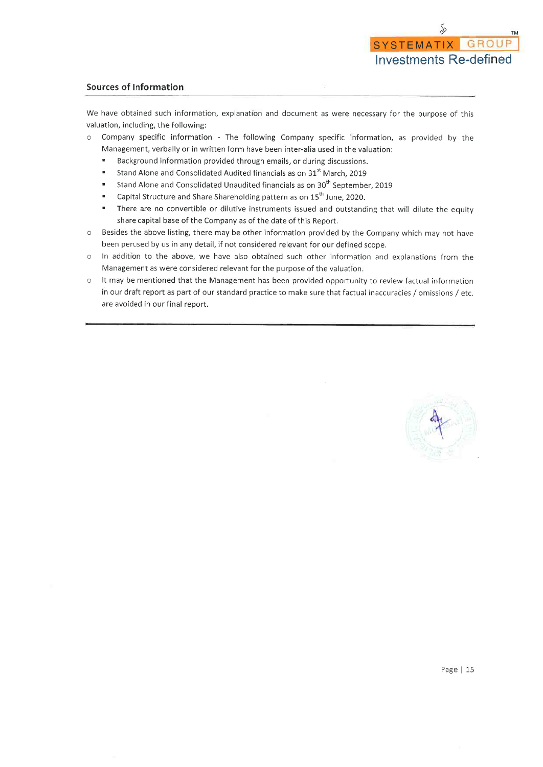## Sources of Information

We have obtained such information, explanation and document as were necessary for the purpose of this valuation, including, the following:

- Company specific information - The following Company specific information, as provided by the Management, verbally or in written form have been inter-alia used in the valuation:
  - Background information provided through emails, or during discussions.
  - Stand Alone and Consolidated Audited financials as on 31st March, 2019
  - Stand Alone and Consolidated Unaudited financials as on 30th September, 2019
  - Capital Structure and Share Shareholding pattern as on 15th June, 2020.
  - There are no convertible or dilutive instruments issued and outstanding that will dilute the equity share capital base of the Company as of the date of this Report.
- Besides the above listing, there may be other information provided by the Company which may not have been perused by us in any detail, if not considered relevant for our defined scope.
- In addition to the above, we have also obtained such other information and explanations from the Management as were considered relevant for the purpose of the valuation.
- It may be mentioned that the Management has been provided opportunity to review factual information in our draft report as part of our standard practice to make sure that factual inaccuracies / omissions / etc. are avoided in our final report.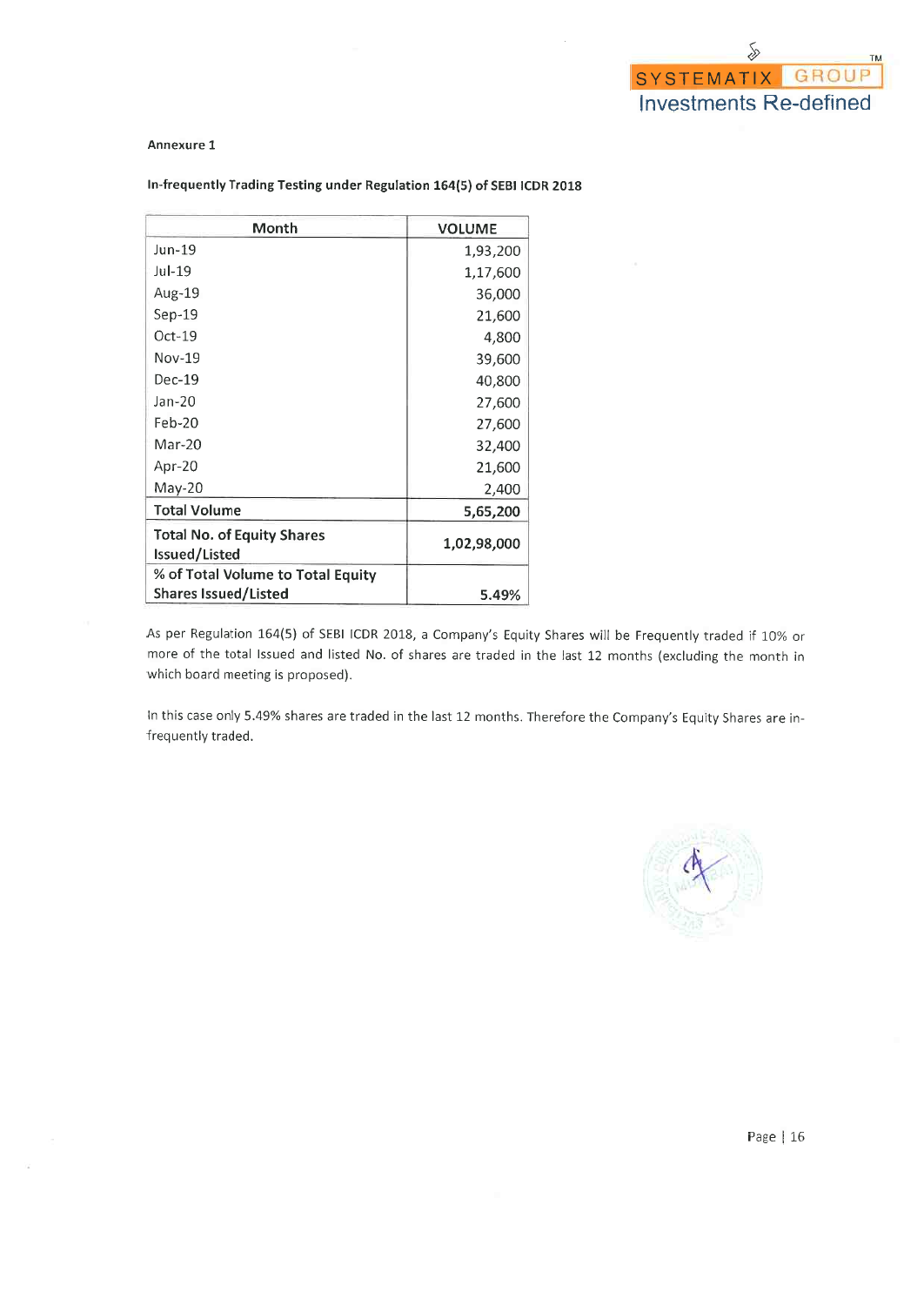**Annexure 1**

**In-frequently Trading Testing under Regulation 164(5) of SEBI ICDR 2018**

| Month | VOLUME |
|---|---|
| Jun-19 | 1,93,200 |
| Jul-19 | 1,17,600 |
| Aug-19 | 36,000 |
| Sep-19 | 21,600 |
| Oct-19 | 4,800 |
| Nov-19 | 39,600 |
| Dec-19 | 40,800 |
| Jan-20 | 27,600 |
| Feb-20 | 27,600 |
| Mar-20 | 32,400 |
| Apr-20 | 21,600 |
| May-20 | 2,400 |
| **Total Volume** | **5,65,200** |
| **Total No. of Equity Shares Issued/Listed** | **1,02,98,000** |
| **% of Total Volume to Total Equity Shares Issued/Listed** | **5.49%** |

As per Regulation 164(5) of SEBI ICDR 2018, a Company's Equity Shares will be Frequently traded if 10% or more of the total Issued and listed No. of shares are traded in the last 12 months (excluding the month in which board meeting is proposed).

In this case only 5.49% shares are traded in the last 12 months. Therefore the Company's Equity Shares are in-frequently traded.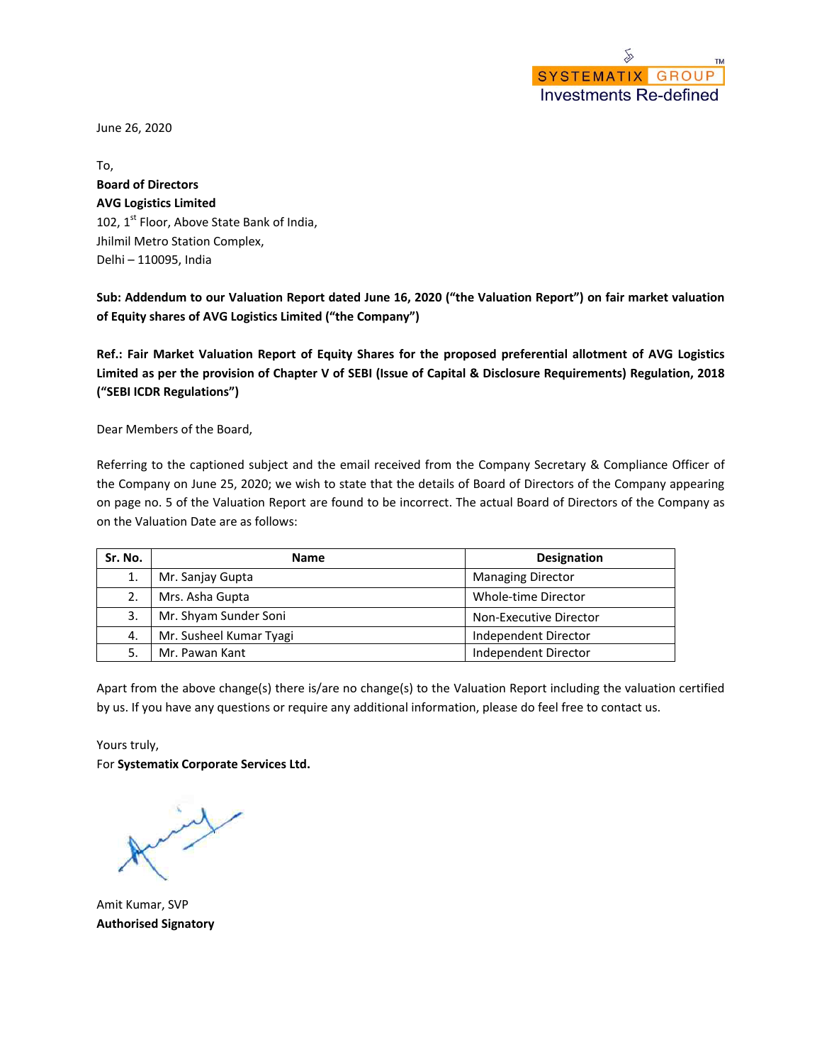SYSTEMATIX GROUP
Investments Re-defined

June 26, 2020

To,
**Board of Directors**
**AVG Logistics Limited**
102, 1st Floor, Above State Bank of India,
Jhilmil Metro Station Complex,
Delhi – 110095, India

**Sub: Addendum to our Valuation Report dated June 16, 2020 ("the Valuation Report") on fair market valuation of Equity shares of AVG Logistics Limited ("the Company")**

**Ref.: Fair Market Valuation Report of Equity Shares for the proposed preferential allotment of AVG Logistics Limited as per the provision of Chapter V of SEBI (Issue of Capital & Disclosure Requirements) Regulation, 2018 ("SEBI ICDR Regulations")**

Dear Members of the Board,

Referring to the captioned subject and the email received from the Company Secretary & Compliance Officer of the Company on June 25, 2020; we wish to state that the details of Board of Directors of the Company appearing on page no. 5 of the Valuation Report are found to be incorrect. The actual Board of Directors of the Company as on the Valuation Date are as follows:

| Sr. No. | Name | Designation |
|---|---|---|
| 1. | Mr. Sanjay Gupta | Managing Director |
| 2. | Mrs. Asha Gupta | Whole-time Director |
| 3. | Mr. Shyam Sunder Soni | Non-Executive Director |
| 4. | Mr. Susheel Kumar Tyagi | Independent Director |
| 5. | Mr. Pawan Kant | Independent Director |

Apart from the above change(s) there is/are no change(s) to the Valuation Report including the valuation certified by us. If you have any questions or require any additional information, please do feel free to contact us.

Yours truly,
For **Systematix Corporate Services Ltd.**

Amit Kumar, SVP
**Authorised Signatory**